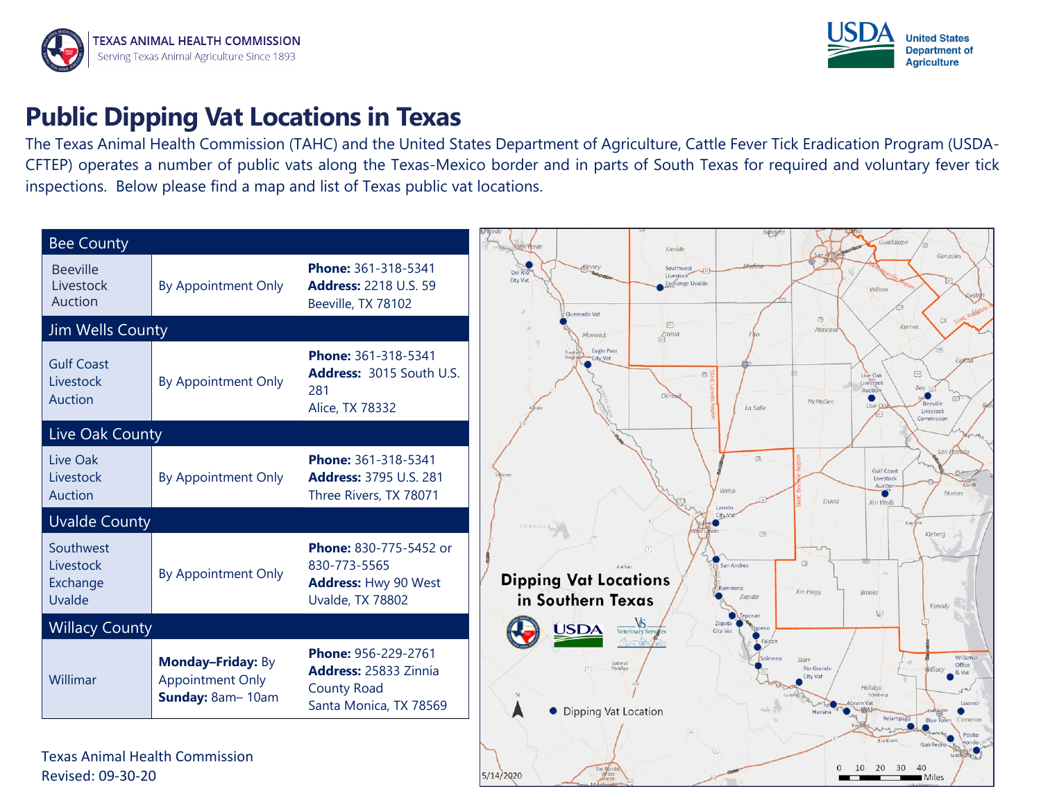TEXAS ANIMAL HEALTH COMMISSION
Serving Texas Animal Agriculture Since 1893

USDA United States Department of Agriculture

# Public Dipping Vat Locations in Texas

The Texas Animal Health Commission (TAHC) and the United States Department of Agriculture, Cattle Fever Tick Eradication Program (USDA-CFTEP) operates a number of public vats along the Texas-Mexico border and in parts of South Texas for required and voluntary fever tick inspections. Below please find a map and list of Texas public vat locations.

| Bee County | | |
|---|---|---|
| Beeville Livestock Auction | By Appointment Only | **Phone:** 361-318-5341 **Address:** 2218 U.S. 59 Beeville, TX 78102 |
| **Jim Wells County** | | |
| Gulf Coast Livestock Auction | By Appointment Only | **Phone:** 361-318-5341 **Address:** 3015 South U.S. 281 Alice, TX 78332 |
| **Live Oak County** | | |
| Live Oak Livestock Auction | By Appointment Only | **Phone:** 361-318-5341 **Address:** 3795 U.S. 281 Three Rivers, TX 78071 |
| **Uvalde County** | | |
| Southwest Livestock Exchange Uvalde | By Appointment Only | **Phone:** 830-775-5452 or 830-773-5565 **Address:** Hwy 90 West Uvalde, TX 78802 |
| **Willacy County** | | |
| Willimar | **Monday–Friday:** By Appointment Only **Sunday:** 8am– 10am | **Phone:** 956-229-2761 **Address:** 25833 Zinnia County Road Santa Monica, TX 78569 |

Dipping Vat Locations in Southern Texas

● Dipping Vat Location

5/14/2020

Texas Animal Health Commission
Revised: 09-30-20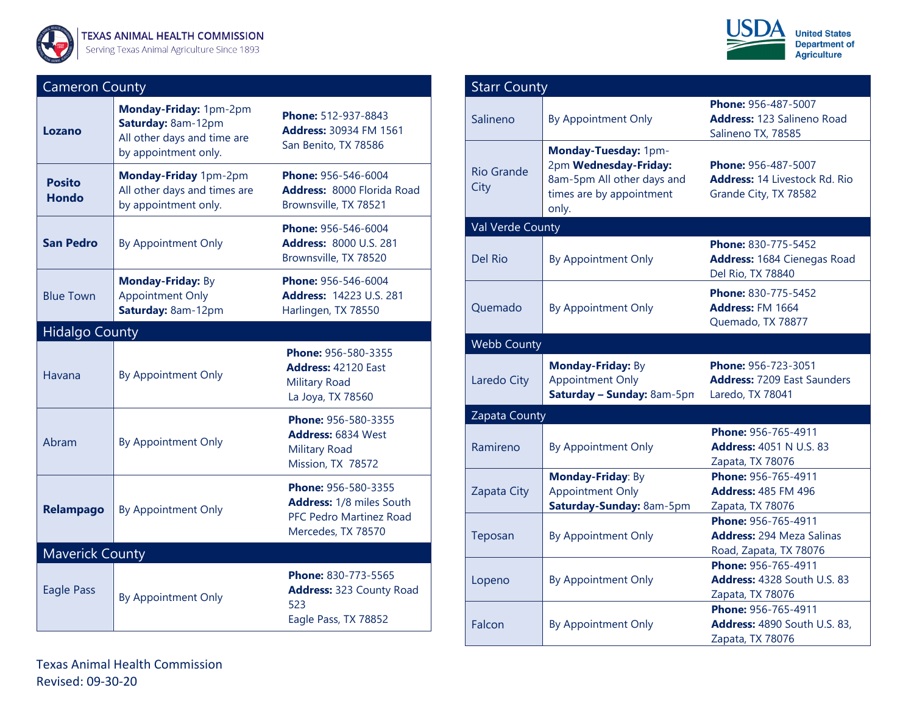TEXAS ANIMAL HEALTH COMMISSION
Serving Texas Animal Agriculture Since 1893

United States Department of Agriculture

## Cameron County

| | | |
|---|---|---|
| **Lozano** | **Monday-Friday:** 1pm-2pm **Saturday:** 8am-12pm All other days and time are by appointment only. | **Phone:** 512-937-8843 **Address:** 30934 FM 1561 San Benito, TX 78586 |
| **Posito Hondo** | **Monday-Friday** 1pm-2pm All other days and times are by appointment only. | **Phone:** 956-546-6004 **Address:** 8000 Florida Road Brownsville, TX 78521 |
| **San Pedro** | By Appointment Only | **Phone:** 956-546-6004 **Address:** 8000 U.S. 281 Brownsville, TX 78520 |
| Blue Town | **Monday-Friday:** By Appointment Only **Saturday:** 8am-12pm | **Phone:** 956-546-6004 **Address:** 14223 U.S. 281 Harlingen, TX 78550 |

## Hidalgo County

| | | |
|---|---|---|
| Havana | By Appointment Only | **Phone:** 956-580-3355 **Address:** 42120 East Military Road La Joya, TX 78560 |
| Abram | By Appointment Only | **Phone:** 956-580-3355 **Address:** 6834 West Military Road Mission, TX 78572 |
| **Relampago** | By Appointment Only | **Phone:** 956-580-3355 **Address:** 1/8 miles South PFC Pedro Martinez Road Mercedes, TX 78570 |

## Maverick County

| | | |
|---|---|---|
| Eagle Pass | By Appointment Only | **Phone:** 830-773-5565 **Address:** 323 County Road 523 Eagle Pass, TX 78852 |

## Starr County

| | | |
|---|---|---|
| Salineno | By Appointment Only | **Phone:** 956-487-5007 **Address:** 123 Salineno Road Salineno TX, 78585 |
| Rio Grande City | **Monday-Tuesday:** 1pm-2pm **Wednesday-Friday:** 8am-5pm All other days and times are by appointment only. | **Phone:** 956-487-5007 **Address:** 14 Livestock Rd. Rio Grande City, TX 78582 |

## Val Verde County

| | | |
|---|---|---|
| Del Rio | By Appointment Only | **Phone:** 830-775-5452 **Address:** 1684 Cienegas Road Del Rio, TX 78840 |
| Quemado | By Appointment Only | **Phone:** 830-775-5452 **Address:** FM 1664 Quemado, TX 78877 |

## Webb County

| | | |
|---|---|---|
| Laredo City | **Monday-Friday:** By Appointment Only **Saturday – Sunday:** 8am-5pm | **Phone:** 956-723-3051 **Address:** 7209 East Saunders Laredo, TX 78041 |

## Zapata County

| | | |
|---|---|---|
| Ramireno | By Appointment Only | **Phone:** 956-765-4911 **Address:** 4051 N U.S. 83 Zapata, TX 78076 |
| Zapata City | **Monday-Friday**: By Appointment Only **Saturday-Sunday:** 8am-5pm | **Phone:** 956-765-4911 **Address:** 485 FM 496 Zapata, TX 78076 |
| Teposan | By Appointment Only | **Phone:** 956-765-4911 **Address:** 294 Meza Salinas Road, Zapata, TX 78076 |
| Lopeno | By Appointment Only | **Phone:** 956-765-4911 **Address:** 4328 South U.S. 83 Zapata, TX 78076 |
| Falcon | By Appointment Only | **Phone:** 956-765-4911 **Address:** 4890 South U.S. 83, Zapata, TX 78076 |

Texas Animal Health Commission
Revised: 09-30-20